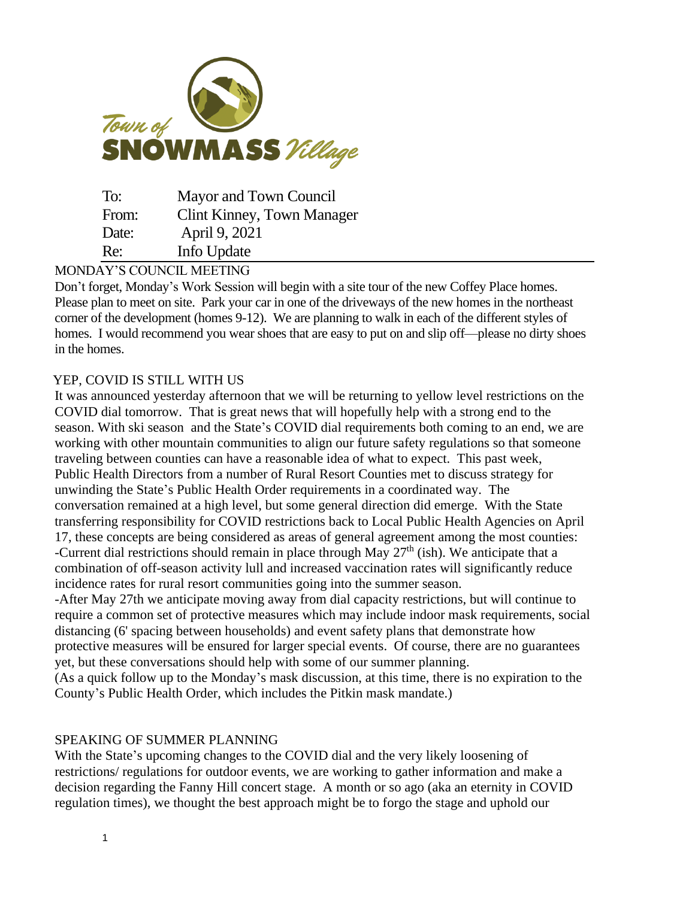Town of SNOWMASS Village

| | |
|---|---|
| To: | Mayor and Town Council |
| From: | Clint Kinney, Town Manager |
| Date: | April 9, 2021 |
| Re: | Info Update |

## MONDAY'S COUNCIL MEETING

Don't forget, Monday's Work Session will begin with a site tour of the new Coffey Place homes. Please plan to meet on site. Park your car in one of the driveways of the new homes in the northeast corner of the development (homes 9-12). We are planning to walk in each of the different styles of homes. I would recommend you wear shoes that are easy to put on and slip off—please no dirty shoes in the homes.

## YEP, COVID IS STILL WITH US

It was announced yesterday afternoon that we will be returning to yellow level restrictions on the COVID dial tomorrow. That is great news that will hopefully help with a strong end to the season. With ski season and the State's COVID dial requirements both coming to an end, we are working with other mountain communities to align our future safety regulations so that someone traveling between counties can have a reasonable idea of what to expect. This past week, Public Health Directors from a number of Rural Resort Counties met to discuss strategy for unwinding the State's Public Health Order requirements in a coordinated way. The conversation remained at a high level, but some general direction did emerge. With the State transferring responsibility for COVID restrictions back to Local Public Health Agencies on April 17, these concepts are being considered as areas of general agreement among the most counties:

-Current dial restrictions should remain in place through May 27th (ish). We anticipate that a combination of off-season activity lull and increased vaccination rates will significantly reduce incidence rates for rural resort communities going into the summer season.

-After May 27th we anticipate moving away from dial capacity restrictions, but will continue to require a common set of protective measures which may include indoor mask requirements, social distancing (6' spacing between households) and event safety plans that demonstrate how protective measures will be ensured for larger special events. Of course, there are no guarantees yet, but these conversations should help with some of our summer planning.

(As a quick follow up to the Monday's mask discussion, at this time, there is no expiration to the County's Public Health Order, which includes the Pitkin mask mandate.)

## SPEAKING OF SUMMER PLANNING

With the State's upcoming changes to the COVID dial and the very likely loosening of restrictions/ regulations for outdoor events, we are working to gather information and make a decision regarding the Fanny Hill concert stage. A month or so ago (aka an eternity in COVID regulation times), we thought the best approach might be to forgo the stage and uphold our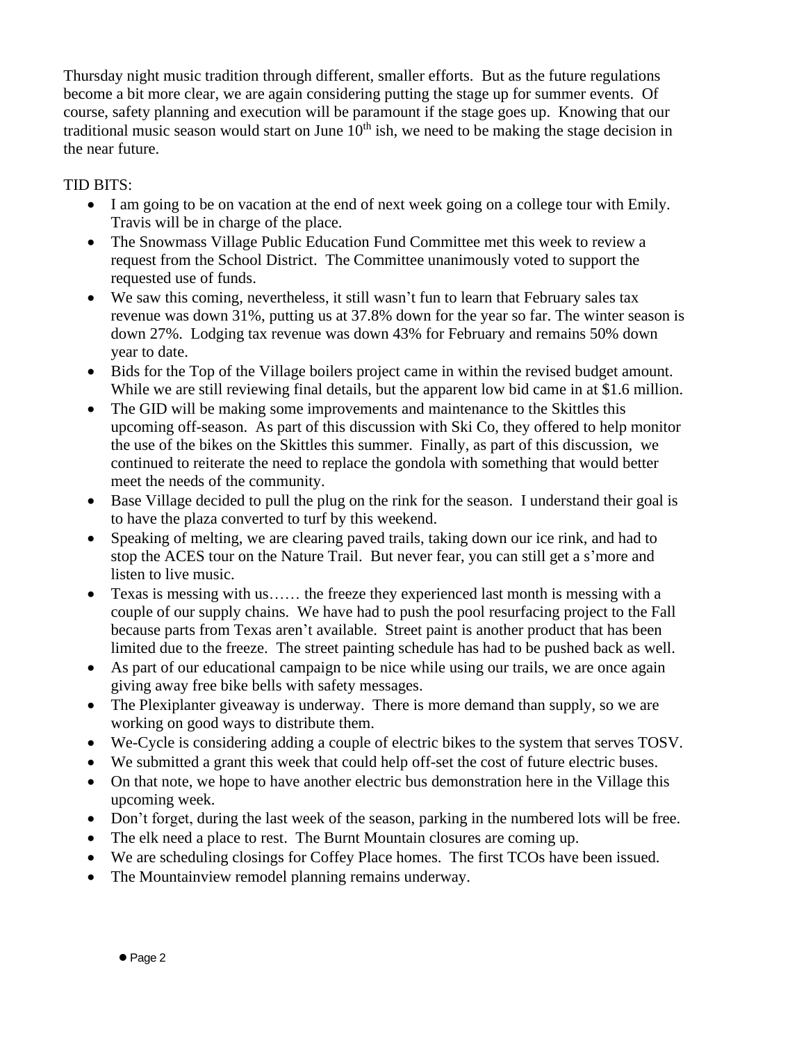Thursday night music tradition through different, smaller efforts. But as the future regulations become a bit more clear, we are again considering putting the stage up for summer events. Of course, safety planning and execution will be paramount if the stage goes up. Knowing that our traditional music season would start on June 10th ish, we need to be making the stage decision in the near future.

TID BITS:

- I am going to be on vacation at the end of next week going on a college tour with Emily. Travis will be in charge of the place.
- The Snowmass Village Public Education Fund Committee met this week to review a request from the School District. The Committee unanimously voted to support the requested use of funds.
- We saw this coming, nevertheless, it still wasn't fun to learn that February sales tax revenue was down 31%, putting us at 37.8% down for the year so far. The winter season is down 27%. Lodging tax revenue was down 43% for February and remains 50% down year to date.
- Bids for the Top of the Village boilers project came in within the revised budget amount. While we are still reviewing final details, but the apparent low bid came in at $1.6 million.
- The GID will be making some improvements and maintenance to the Skittles this upcoming off-season. As part of this discussion with Ski Co, they offered to help monitor the use of the bikes on the Skittles this summer. Finally, as part of this discussion, we continued to reiterate the need to replace the gondola with something that would better meet the needs of the community.
- Base Village decided to pull the plug on the rink for the season. I understand their goal is to have the plaza converted to turf by this weekend.
- Speaking of melting, we are clearing paved trails, taking down our ice rink, and had to stop the ACES tour on the Nature Trail. But never fear, you can still get a s'more and listen to live music.
- Texas is messing with us…… the freeze they experienced last month is messing with a couple of our supply chains. We have had to push the pool resurfacing project to the Fall because parts from Texas aren't available. Street paint is another product that has been limited due to the freeze. The street painting schedule has had to be pushed back as well.
- As part of our educational campaign to be nice while using our trails, we are once again giving away free bike bells with safety messages.
- The Plexiplanter giveaway is underway. There is more demand than supply, so we are working on good ways to distribute them.
- We-Cycle is considering adding a couple of electric bikes to the system that serves TOSV.
- We submitted a grant this week that could help off-set the cost of future electric buses.
- On that note, we hope to have another electric bus demonstration here in the Village this upcoming week.
- Don't forget, during the last week of the season, parking in the numbered lots will be free.
- The elk need a place to rest. The Burnt Mountain closures are coming up.
- We are scheduling closings for Coffey Place homes. The first TCOs have been issued.
- The Mountainview remodel planning remains underway.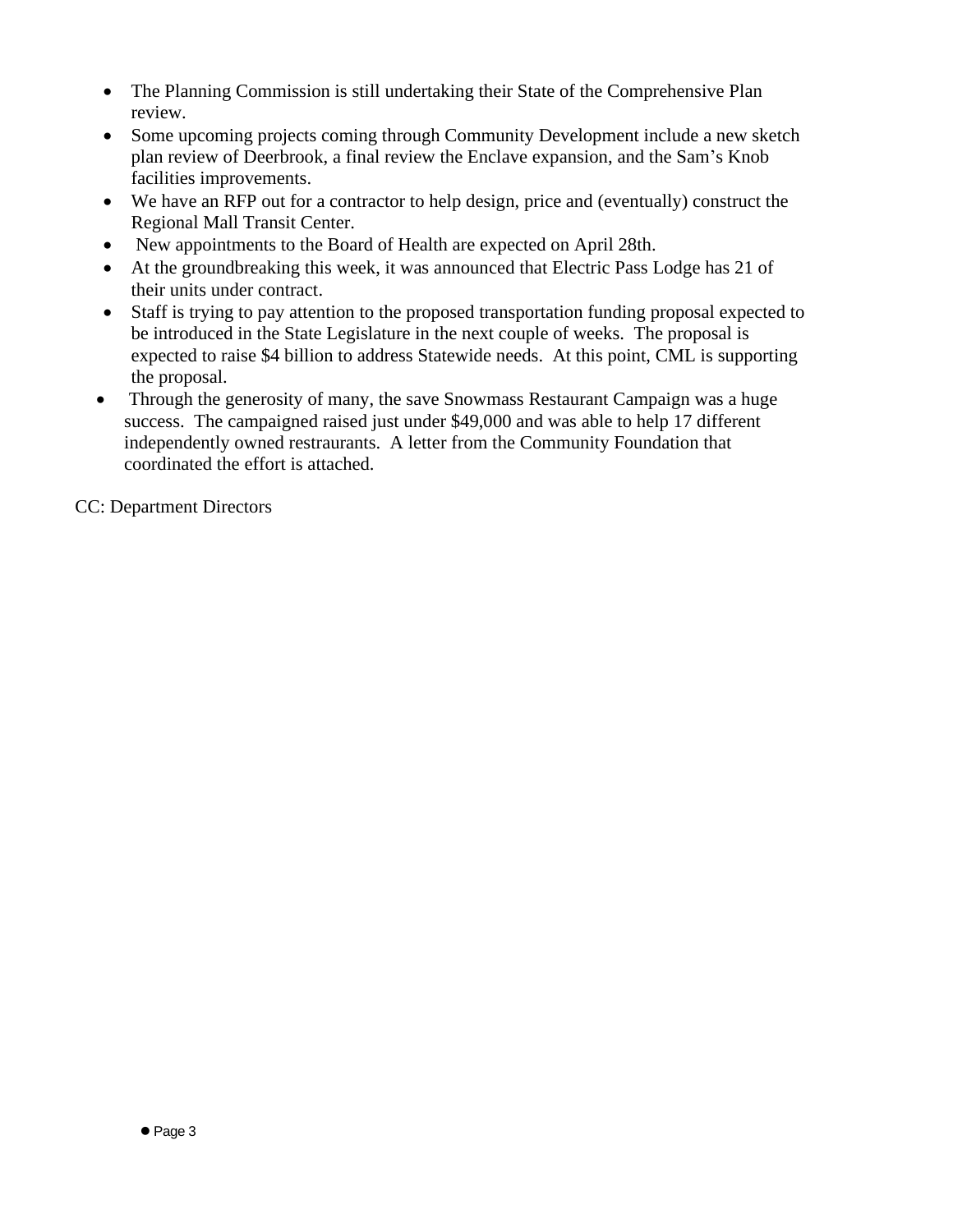- The Planning Commission is still undertaking their State of the Comprehensive Plan review.
- Some upcoming projects coming through Community Development include a new sketch plan review of Deerbrook, a final review the Enclave expansion, and the Sam's Knob facilities improvements.
- We have an RFP out for a contractor to help design, price and (eventually) construct the Regional Mall Transit Center.
- New appointments to the Board of Health are expected on April 28th.
- At the groundbreaking this week, it was announced that Electric Pass Lodge has 21 of their units under contract.
- Staff is trying to pay attention to the proposed transportation funding proposal expected to be introduced in the State Legislature in the next couple of weeks. The proposal is expected to raise $4 billion to address Statewide needs. At this point, CML is supporting the proposal.
- Through the generosity of many, the save Snowmass Restaurant Campaign was a huge success. The campaigned raised just under $49,000 and was able to help 17 different independently owned restraurants. A letter from the Community Foundation that coordinated the effort is attached.

CC: Department Directors